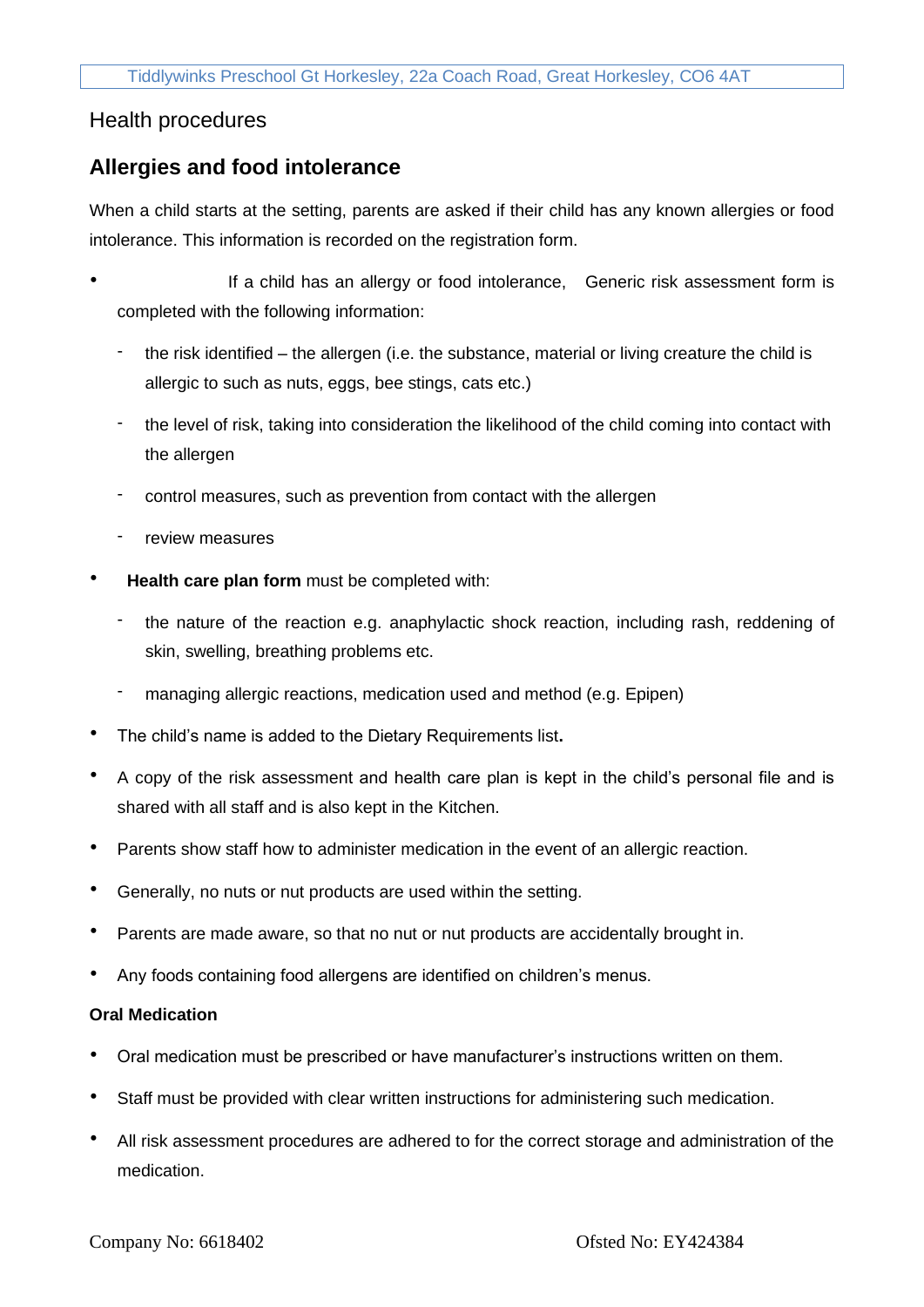Health procedures

## Allergies and food intolerance

When a child starts at the setting, parents are asked if their child has any known allergies or food intolerance. This information is recorded on the registration form.

- If a child has an allergy or food intolerance, Generic risk assessment form is completed with the following information:
  - the risk identified – the allergen (i.e. the substance, material or living creature the child is allergic to such as nuts, eggs, bee stings, cats etc.)
  - the level of risk, taking into consideration the likelihood of the child coming into contact with the allergen
  - control measures, such as prevention from contact with the allergen
  - review measures
- **Health care plan form** must be completed with:
  - the nature of the reaction e.g. anaphylactic shock reaction, including rash, reddening of skin, swelling, breathing problems etc.
  - managing allergic reactions, medication used and method (e.g. Epipen)
- The child's name is added to the Dietary Requirements list**.**
- A copy of the risk assessment and health care plan is kept in the child's personal file and is shared with all staff and is also kept in the Kitchen.
- Parents show staff how to administer medication in the event of an allergic reaction.
- Generally, no nuts or nut products are used within the setting.
- Parents are made aware, so that no nut or nut products are accidentally brought in.
- Any foods containing food allergens are identified on children's menus.

**Oral Medication**

- Oral medication must be prescribed or have manufacturer's instructions written on them.
- Staff must be provided with clear written instructions for administering such medication.
- All risk assessment procedures are adhered to for the correct storage and administration of the medication.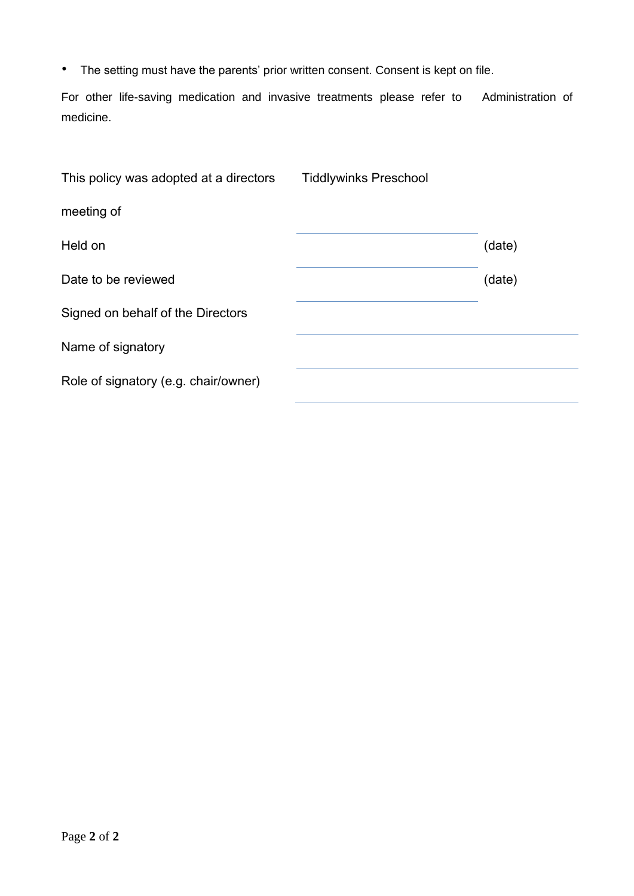- The setting must have the parents' prior written consent. Consent is kept on file.

For other life-saving medication and invasive treatments please refer to Administration of medicine.

| | | |
|---|---|---|
| This policy was adopted at a directors meeting of | Tiddlywinks Preschool | |
| Held on | | (date) |
| Date to be reviewed | | (date) |
| Signed on behalf of the Directors | | |
| Name of signatory | | |
| Role of signatory (e.g. chair/owner) | | |